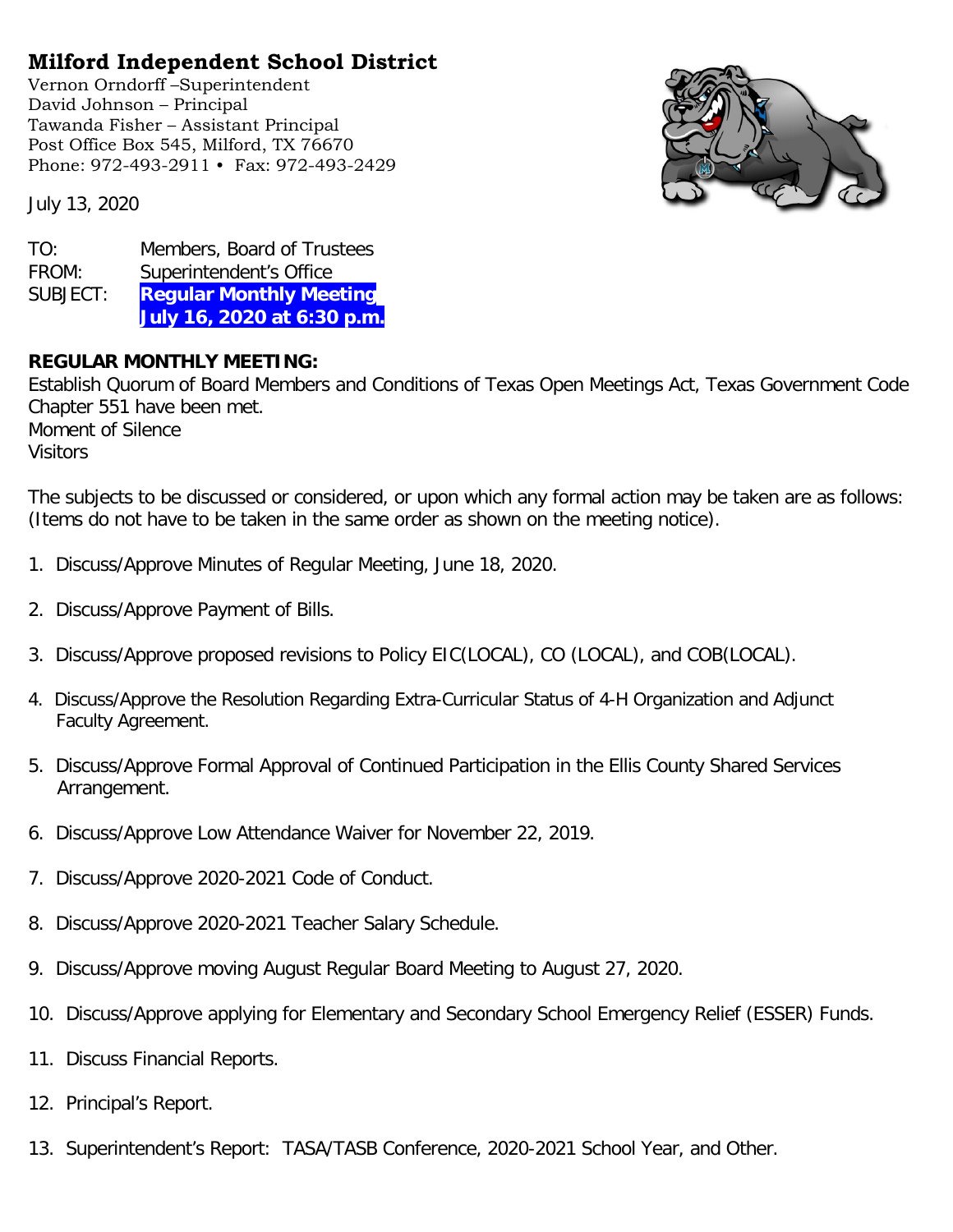# Milford Independent School District

Vernon Orndorff –Superintendent
David Johnson – Principal
Tawanda Fisher – Assistant Principal
Post Office Box 545, Milford, TX 76670
Phone: 972-493-2911 • Fax: 972-493-2429

July 13, 2020

TO: Members, Board of Trustees
FROM: Superintendent's Office
SUBJECT: **Regular Monthly Meeting July 16, 2020 at 6:30 p.m.**

**REGULAR MONTHLY MEETING:**
Establish Quorum of Board Members and Conditions of Texas Open Meetings Act, Texas Government Code Chapter 551 have been met.
Moment of Silence
Visitors

The subjects to be discussed or considered, or upon which any formal action may be taken are as follows: (Items do not have to be taken in the same order as shown on the meeting notice).

1. Discuss/Approve Minutes of Regular Meeting, June 18, 2020.
2. Discuss/Approve Payment of Bills.
3. Discuss/Approve proposed revisions to Policy EIC(LOCAL), CO (LOCAL), and COB(LOCAL).
4. Discuss/Approve the Resolution Regarding Extra-Curricular Status of 4-H Organization and Adjunct Faculty Agreement.
5. Discuss/Approve Formal Approval of Continued Participation in the Ellis County Shared Services Arrangement.
6. Discuss/Approve Low Attendance Waiver for November 22, 2019.
7. Discuss/Approve 2020-2021 Code of Conduct.
8. Discuss/Approve 2020-2021 Teacher Salary Schedule.
9. Discuss/Approve moving August Regular Board Meeting to August 27, 2020.
10. Discuss/Approve applying for Elementary and Secondary School Emergency Relief (ESSER) Funds.
11. Discuss Financial Reports.
12. Principal's Report.
13. Superintendent's Report: TASA/TASB Conference, 2020-2021 School Year, and Other.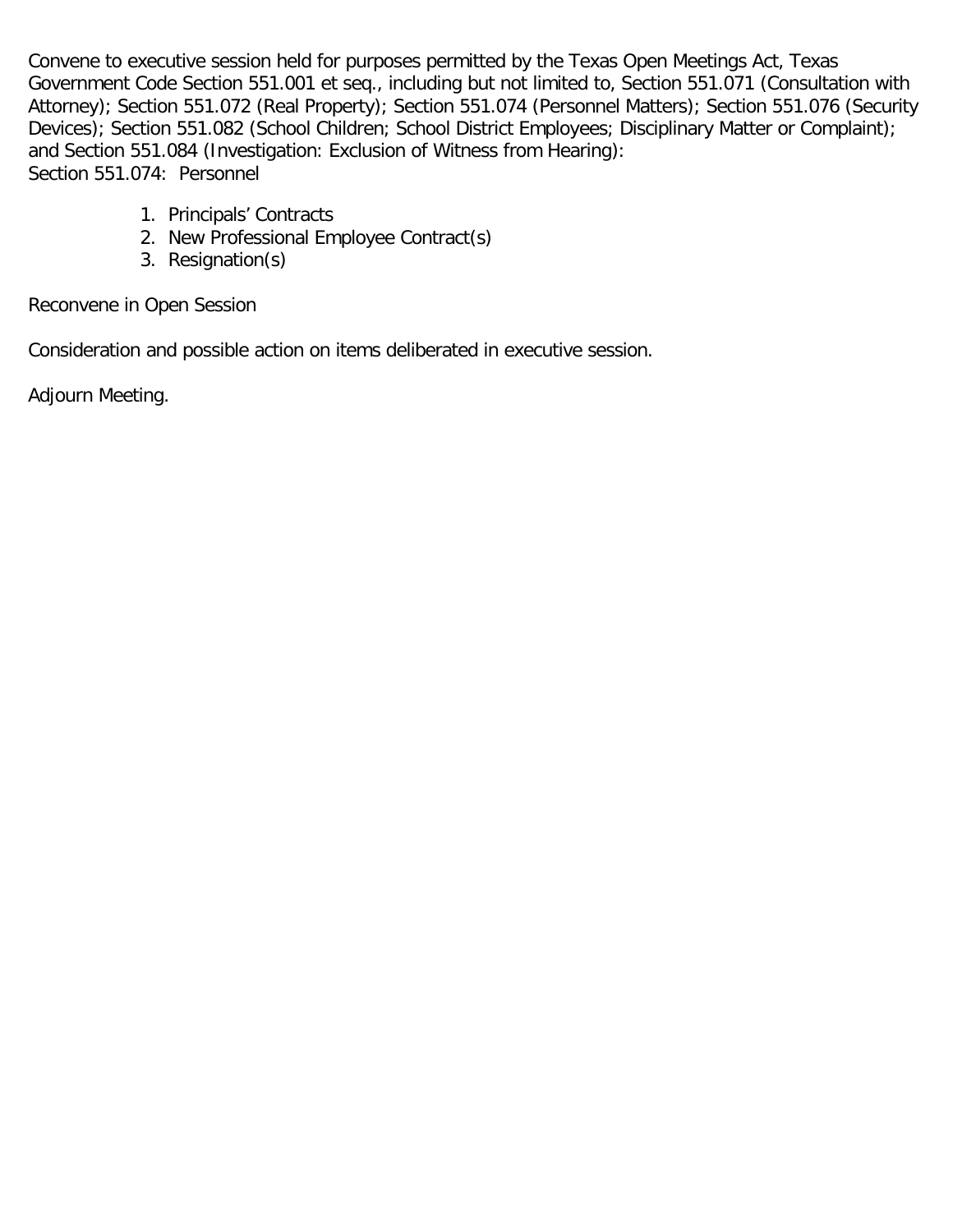Convene to executive session held for purposes permitted by the Texas Open Meetings Act, Texas Government Code Section 551.001 et seq., including but not limited to, Section 551.071 (Consultation with Attorney); Section 551.072 (Real Property); Section 551.074 (Personnel Matters); Section 551.076 (Security Devices); Section 551.082 (School Children; School District Employees; Disciplinary Matter or Complaint); and Section 551.084 (Investigation: Exclusion of Witness from Hearing):
Section 551.074: Personnel

1. Principals' Contracts
2. New Professional Employee Contract(s)
3. Resignation(s)

Reconvene in Open Session

Consideration and possible action on items deliberated in executive session.

Adjourn Meeting.